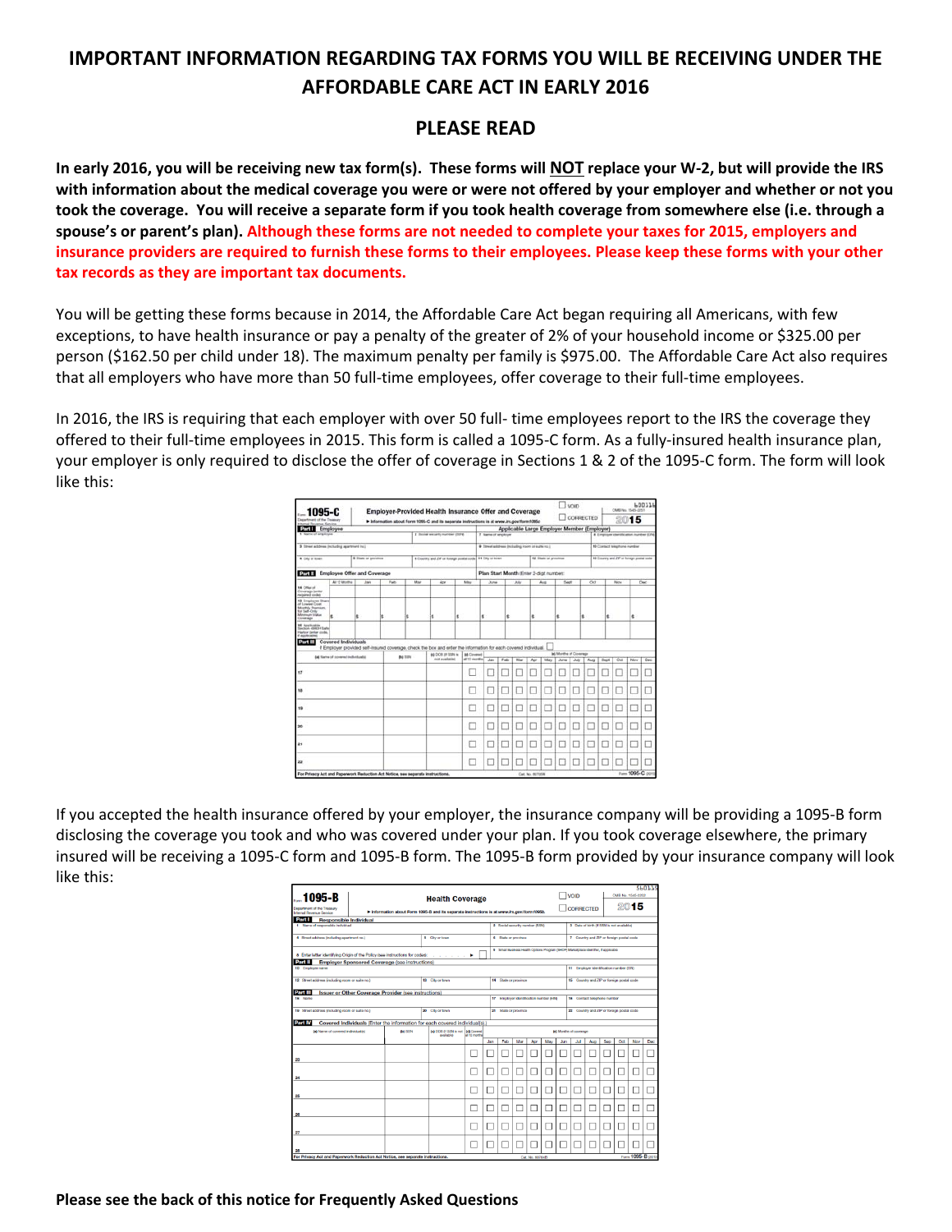# IMPORTANT INFORMATION REGARDING TAX FORMS YOU WILL BE RECEIVING UNDER THE AFFORDABLE CARE ACT IN EARLY 2016

## PLEASE READ

**In early 2016, you will be receiving new tax form(s). These forms will NOT replace your W-2, but will provide the IRS with information about the medical coverage you were or were not offered by your employer and whether or not you took the coverage. You will receive a separate form if you took health coverage from somewhere else (i.e. through a spouse's or parent's plan). Although these forms are not needed to complete your taxes for 2015, employers and insurance providers are required to furnish these forms to their employees. Please keep these forms with your other tax records as they are important tax documents.**

You will be getting these forms because in 2014, the Affordable Care Act began requiring all Americans, with few exceptions, to have health insurance or pay a penalty of the greater of 2% of your household income or $325.00 per person ($162.50 per child under 18). The maximum penalty per family is $975.00. The Affordable Care Act also requires that all employers who have more than 50 full-time employees, offer coverage to their full-time employees.

In 2016, the IRS is requiring that each employer with over 50 full- time employees report to the IRS the coverage they offered to their full-time employees in 2015. This form is called a 1095-C form. As a fully-insured health insurance plan, your employer is only required to disclose the offer of coverage in Sections 1 & 2 of the 1095-C form. The form will look like this:

If you accepted the health insurance offered by your employer, the insurance company will be providing a 1095-B form disclosing the coverage you took and who was covered under your plan. If you took coverage elsewhere, the primary insured will be receiving a 1095-C form and 1095-B form. The 1095-B form provided by your insurance company will look like this:

**Please see the back of this notice for Frequently Asked Questions**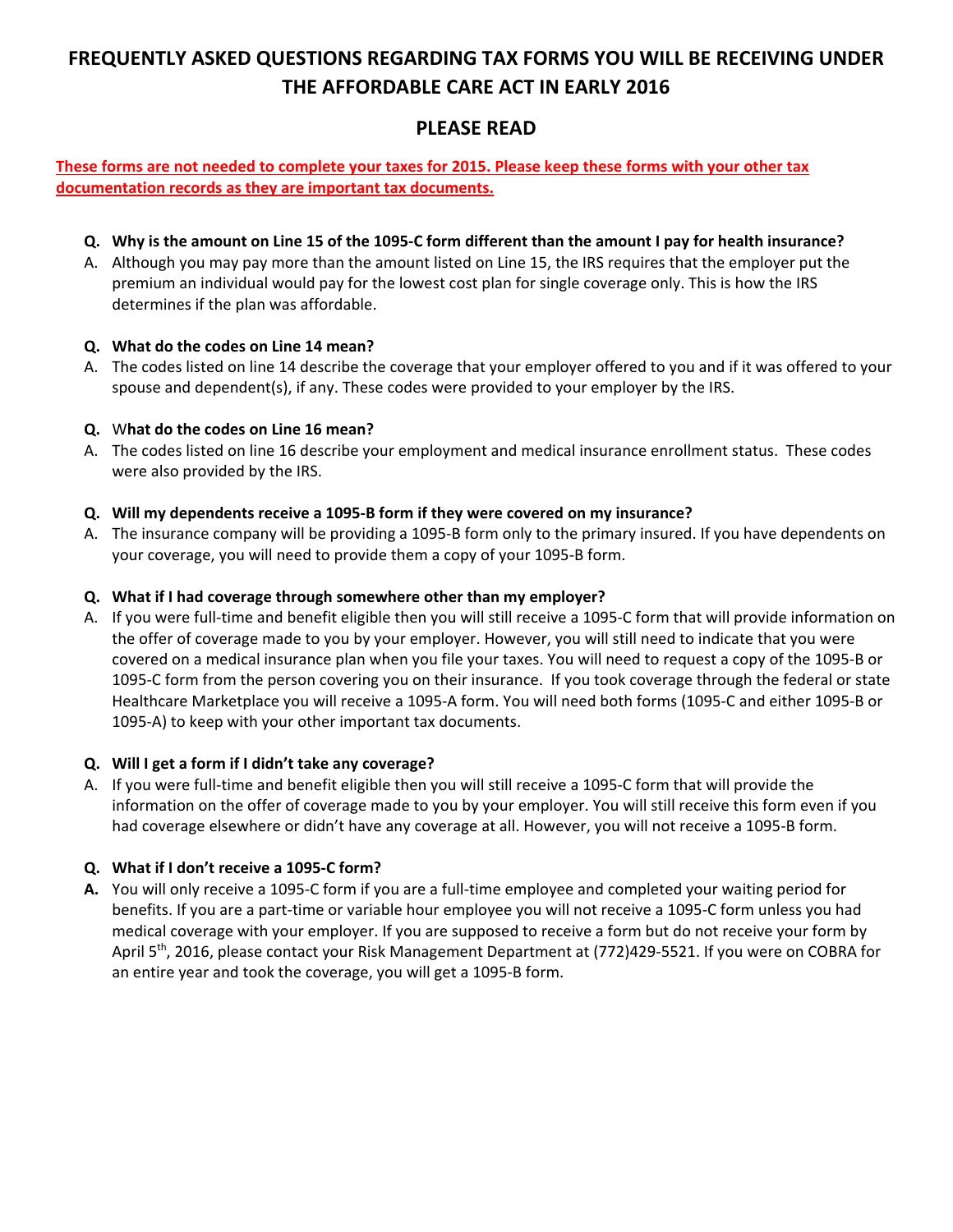# FREQUENTLY ASKED QUESTIONS REGARDING TAX FORMS YOU WILL BE RECEIVING UNDER THE AFFORDABLE CARE ACT IN EARLY 2016

## PLEASE READ

**These forms are not needed to complete your taxes for 2015. Please keep these forms with your other tax documentation records as they are important tax documents.**

**Q. Why is the amount on Line 15 of the 1095-C form different than the amount I pay for health insurance?**

A. Although you may pay more than the amount listed on Line 15, the IRS requires that the employer put the premium an individual would pay for the lowest cost plan for single coverage only. This is how the IRS determines if the plan was affordable.

**Q. What do the codes on Line 14 mean?**

A. The codes listed on line 14 describe the coverage that your employer offered to you and if it was offered to your spouse and dependent(s), if any. These codes were provided to your employer by the IRS.

**Q. What do the codes on Line 16 mean?**

A. The codes listed on line 16 describe your employment and medical insurance enrollment status. These codes were also provided by the IRS.

**Q. Will my dependents receive a 1095-B form if they were covered on my insurance?**

A. The insurance company will be providing a 1095-B form only to the primary insured. If you have dependents on your coverage, you will need to provide them a copy of your 1095-B form.

**Q. What if I had coverage through somewhere other than my employer?**

A. If you were full-time and benefit eligible then you will still receive a 1095-C form that will provide information on the offer of coverage made to you by your employer. However, you will still need to indicate that you were covered on a medical insurance plan when you file your taxes. You will need to request a copy of the 1095-B or 1095-C form from the person covering you on their insurance. If you took coverage through the federal or state Healthcare Marketplace you will receive a 1095-A form. You will need both forms (1095-C and either 1095-B or 1095-A) to keep with your other important tax documents.

**Q. Will I get a form if I didn't take any coverage?**

A. If you were full-time and benefit eligible then you will still receive a 1095-C form that will provide the information on the offer of coverage made to you by your employer. You will still receive this form even if you had coverage elsewhere or didn't have any coverage at all. However, you will not receive a 1095-B form.

**Q. What if I don't receive a 1095-C form?**

**A.** You will only receive a 1095-C form if you are a full-time employee and completed your waiting period for benefits. If you are a part-time or variable hour employee you will not receive a 1095-C form unless you had medical coverage with your employer. If you are supposed to receive a form but do not receive your form by April 5th, 2016, please contact your Risk Management Department at (772)429-5521. If you were on COBRA for an entire year and took the coverage, you will get a 1095-B form.